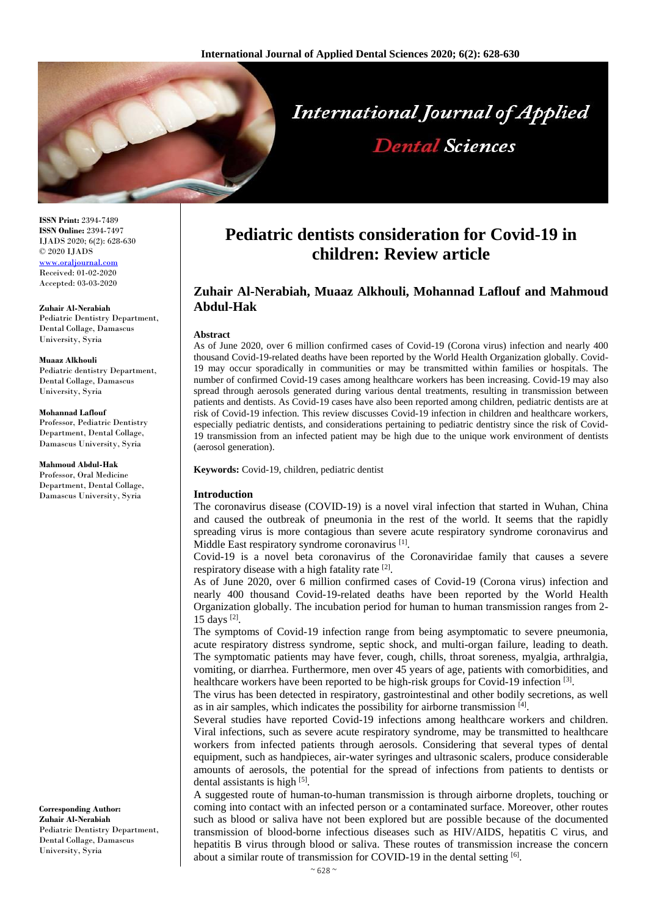**ISSN Print:** 2394-7489
**ISSN Online:** 2394-7497
IJADS 2020; 6(2): 628-630
© 2020 IJADS
www.oraljournal.com
Received: 01-02-2020
Accepted: 03-03-2020

**Zuhair Al-Nerabiah**
Pediatric Dentistry Department, Dental Collage, Damascus University, Syria

**Muaaz Alkhouli**
Pediatric dentistry Department, Dental Collage, Damascus University, Syria

**Mohannad Laflouf**
Professor, Pediatric Dentistry Department, Dental Collage, Damascus University, Syria

**Mahmoud Abdul-Hak**
Professor, Oral Medicine Department, Dental Collage, Damascus University, Syria

**Corresponding Author:**
**Zuhair Al-Nerabiah**
Pediatric Dentistry Department, Dental Collage, Damascus University, Syria

# Pediatric dentists consideration for Covid-19 in children: Review article

## Zuhair Al-Nerabiah, Muaaz Alkhouli, Mohannad Laflouf and Mahmoud Abdul-Hak

### Abstract

As of June 2020, over 6 million confirmed cases of Covid-19 (Corona virus) infection and nearly 400 thousand Covid-19-related deaths have been reported by the World Health Organization globally. Covid-19 may occur sporadically in communities or may be transmitted within families or hospitals. The number of confirmed Covid-19 cases among healthcare workers has been increasing. Covid-19 may also spread through aerosols generated during various dental treatments, resulting in transmission between patients and dentists. As Covid-19 cases have also been reported among children, pediatric dentists are at risk of Covid-19 infection. This review discusses Covid-19 infection in children and healthcare workers, especially pediatric dentists, and considerations pertaining to pediatric dentistry since the risk of Covid-19 transmission from an infected patient may be high due to the unique work environment of dentists (aerosol generation).

**Keywords:** Covid-19, children, pediatric dentist

### Introduction

The coronavirus disease (COVID-19) is a novel viral infection that started in Wuhan, China and caused the outbreak of pneumonia in the rest of the world. It seems that the rapidly spreading virus is more contagious than severe acute respiratory syndrome coronavirus and Middle East respiratory syndrome coronavirus [1].

Covid-19 is a novel beta coronavirus of the Coronaviridae family that causes a severe respiratory disease with a high fatality rate [2].

As of June 2020, over 6 million confirmed cases of Covid-19 (Corona virus) infection and nearly 400 thousand Covid-19-related deaths have been reported by the World Health Organization globally. The incubation period for human to human transmission ranges from 2-15 days [2].

The symptoms of Covid-19 infection range from being asymptomatic to severe pneumonia, acute respiratory distress syndrome, septic shock, and multi-organ failure, leading to death. The symptomatic patients may have fever, cough, chills, throat soreness, myalgia, arthralgia, vomiting, or diarrhea. Furthermore, men over 45 years of age, patients with comorbidities, and healthcare workers have been reported to be high-risk groups for Covid-19 infection [3].

The virus has been detected in respiratory, gastrointestinal and other bodily secretions, as well as in air samples, which indicates the possibility for airborne transmission [4].

Several studies have reported Covid-19 infections among healthcare workers and children. Viral infections, such as severe acute respiratory syndrome, may be transmitted to healthcare workers from infected patients through aerosols. Considering that several types of dental equipment, such as handpieces, air-water syringes and ultrasonic scalers, produce considerable amounts of aerosols, the potential for the spread of infections from patients to dentists or dental assistants is high [5].

A suggested route of human-to-human transmission is through airborne droplets, touching or coming into contact with an infected person or a contaminated surface. Moreover, other routes such as blood or saliva have not been explored but are possible because of the documented transmission of blood-borne infectious diseases such as HIV/AIDS, hepatitis C virus, and hepatitis B virus through blood or saliva. These routes of transmission increase the concern about a similar route of transmission for COVID-19 in the dental setting [6].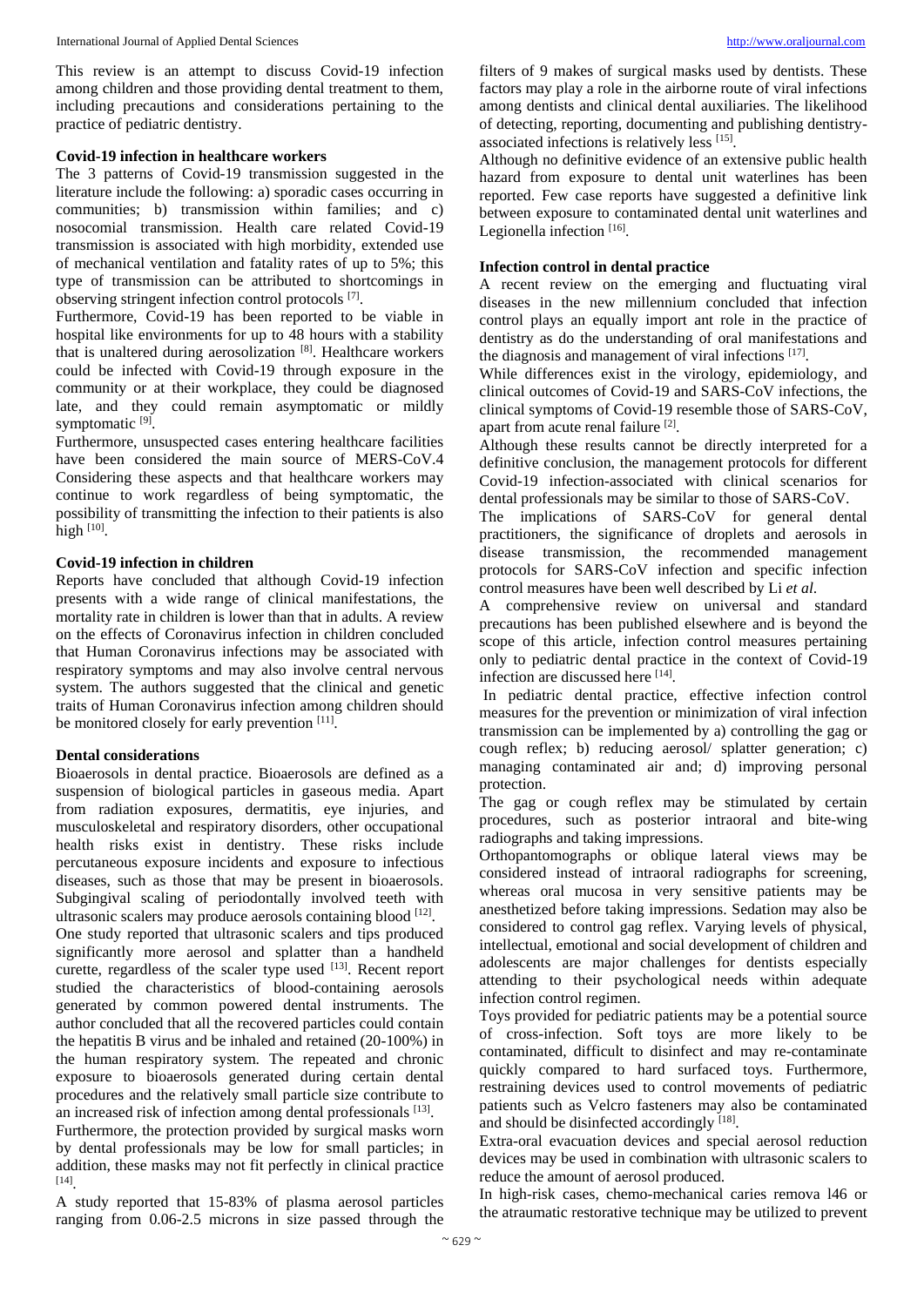This review is an attempt to discuss Covid-19 infection among children and those providing dental treatment to them, including precautions and considerations pertaining to the practice of pediatric dentistry.

### Covid-19 infection in healthcare workers

The 3 patterns of Covid-19 transmission suggested in the literature include the following: a) sporadic cases occurring in communities; b) transmission within families; and c) nosocomial transmission. Health care related Covid-19 transmission is associated with high morbidity, extended use of mechanical ventilation and fatality rates of up to 5%; this type of transmission can be attributed to shortcomings in observing stringent infection control protocols [7].

Furthermore, Covid-19 has been reported to be viable in hospital like environments for up to 48 hours with a stability that is unaltered during aerosolization [8]. Healthcare workers could be infected with Covid-19 through exposure in the community or at their workplace, they could be diagnosed late, and they could remain asymptomatic or mildly symptomatic [9].

Furthermore, unsuspected cases entering healthcare facilities have been considered the main source of MERS-CoV.4 Considering these aspects and that healthcare workers may continue to work regardless of being symptomatic, the possibility of transmitting the infection to their patients is also high [10].

### Covid-19 infection in children

Reports have concluded that although Covid-19 infection presents with a wide range of clinical manifestations, the mortality rate in children is lower than that in adults. A review on the effects of Coronavirus infection in children concluded that Human Coronavirus infections may be associated with respiratory symptoms and may also involve central nervous system. The authors suggested that the clinical and genetic traits of Human Coronavirus infection among children should be monitored closely for early prevention [11].

### Dental considerations

Bioaerosols in dental practice. Bioaerosols are defined as a suspension of biological particles in gaseous media. Apart from radiation exposures, dermatitis, eye injuries, and musculoskeletal and respiratory disorders, other occupational health risks exist in dentistry. These risks include percutaneous exposure incidents and exposure to infectious diseases, such as those that may be present in bioaerosols. Subgingival scaling of periodontally involved teeth with ultrasonic scalers may produce aerosols containing blood [12].

One study reported that ultrasonic scalers and tips produced significantly more aerosol and splatter than a handheld curette, regardless of the scaler type used [13]. Recent report studied the characteristics of blood-containing aerosols generated by common powered dental instruments. The author concluded that all the recovered particles could contain the hepatitis B virus and be inhaled and retained (20-100%) in the human respiratory system. The repeated and chronic exposure to bioaerosols generated during certain dental procedures and the relatively small particle size contribute to an increased risk of infection among dental professionals [13].

Furthermore, the protection provided by surgical masks worn by dental professionals may be low for small particles; in addition, these masks may not fit perfectly in clinical practice [14].

A study reported that 15-83% of plasma aerosol particles ranging from 0.06-2.5 microns in size passed through the filters of 9 makes of surgical masks used by dentists. These factors may play a role in the airborne route of viral infections among dentists and clinical dental auxiliaries. The likelihood of detecting, reporting, documenting and publishing dentistry-associated infections is relatively less [15].

Although no definitive evidence of an extensive public health hazard from exposure to dental unit waterlines has been reported. Few case reports have suggested a definitive link between exposure to contaminated dental unit waterlines and Legionella infection [16].

### Infection control in dental practice

A recent review on the emerging and fluctuating viral diseases in the new millennium concluded that infection control plays an equally import ant role in the practice of dentistry as do the understanding of oral manifestations and the diagnosis and management of viral infections [17].

While differences exist in the virology, epidemiology, and clinical outcomes of Covid-19 and SARS-CoV infections, the clinical symptoms of Covid-19 resemble those of SARS-CoV, apart from acute renal failure [2].

Although these results cannot be directly interpreted for a definitive conclusion, the management protocols for different Covid-19 infection-associated with clinical scenarios for dental professionals may be similar to those of SARS-CoV.

The implications of SARS-CoV for general dental practitioners, the significance of droplets and aerosols in disease transmission, the recommended management protocols for SARS-CoV infection and specific infection control measures have been well described by Li *et al.*

A comprehensive review on universal and standard precautions has been published elsewhere and is beyond the scope of this article, infection control measures pertaining only to pediatric dental practice in the context of Covid-19 infection are discussed here [14].

In pediatric dental practice, effective infection control measures for the prevention or minimization of viral infection transmission can be implemented by a) controlling the gag or cough reflex; b) reducing aerosol/ splatter generation; c) managing contaminated air and; d) improving personal protection.

The gag or cough reflex may be stimulated by certain procedures, such as posterior intraoral and bite-wing radiographs and taking impressions.

Orthopantomographs or oblique lateral views may be considered instead of intraoral radiographs for screening, whereas oral mucosa in very sensitive patients may be anesthetized before taking impressions. Sedation may also be considered to control gag reflex. Varying levels of physical, intellectual, emotional and social development of children and adolescents are major challenges for dentists especially attending to their psychological needs within adequate infection control regimen.

Toys provided for pediatric patients may be a potential source of cross-infection. Soft toys are more likely to be contaminated, difficult to disinfect and may re-contaminate quickly compared to hard surfaced toys. Furthermore, restraining devices used to control movements of pediatric patients such as Velcro fasteners may also be contaminated and should be disinfected accordingly [18].

Extra-oral evacuation devices and special aerosol reduction devices may be used in combination with ultrasonic scalers to reduce the amount of aerosol produced.

In high-risk cases, chemo-mechanical caries remova l46 or the atraumatic restorative technique may be utilized to prevent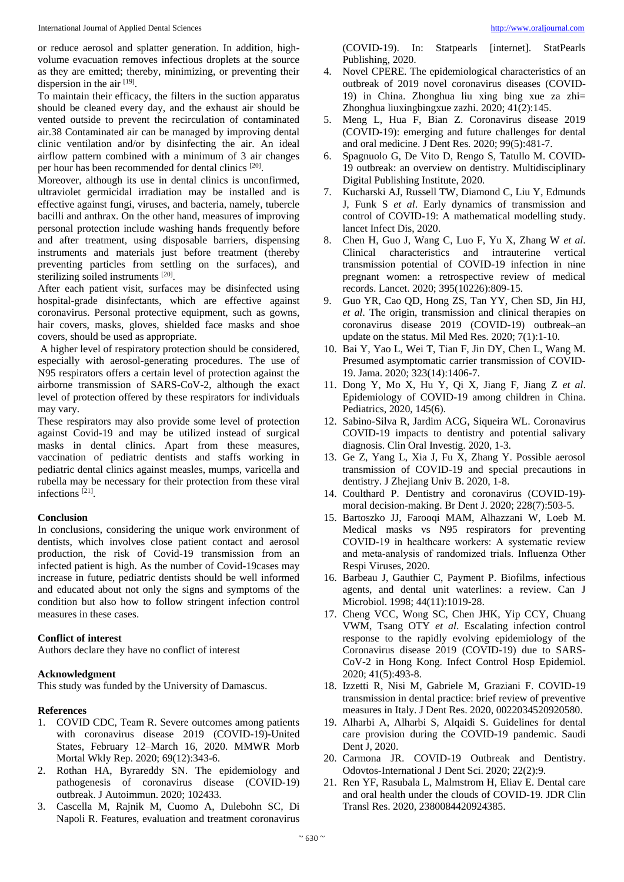or reduce aerosol and splatter generation. In addition, high-volume evacuation removes infectious droplets at the source as they are emitted; thereby, minimizing, or preventing their dispersion in the air [19].

To maintain their efficacy, the filters in the suction apparatus should be cleaned every day, and the exhaust air should be vented outside to prevent the recirculation of contaminated air.38 Contaminated air can be managed by improving dental clinic ventilation and/or by disinfecting the air. An ideal airflow pattern combined with a minimum of 3 air changes per hour has been recommended for dental clinics [20].

Moreover, although its use in dental clinics is unconfirmed, ultraviolet germicidal irradiation may be installed and is effective against fungi, viruses, and bacteria, namely, tubercle bacilli and anthrax. On the other hand, measures of improving personal protection include washing hands frequently before and after treatment, using disposable barriers, dispensing instruments and materials just before treatment (thereby preventing particles from settling on the surfaces), and sterilizing soiled instruments [20].

After each patient visit, surfaces may be disinfected using hospital-grade disinfectants, which are effective against coronavirus. Personal protective equipment, such as gowns, hair covers, masks, gloves, shielded face masks and shoe covers, should be used as appropriate.

A higher level of respiratory protection should be considered, especially with aerosol-generating procedures. The use of N95 respirators offers a certain level of protection against the airborne transmission of SARS-CoV-2, although the exact level of protection offered by these respirators for individuals may vary.

These respirators may also provide some level of protection against Covid-19 and may be utilized instead of surgical masks in dental clinics. Apart from these measures, vaccination of pediatric dentists and staffs working in pediatric dental clinics against measles, mumps, varicella and rubella may be necessary for their protection from these viral infections [21].

## Conclusion

In conclusions, considering the unique work environment of dentists, which involves close patient contact and aerosol production, the risk of Covid-19 transmission from an infected patient is high. As the number of Covid-19cases may increase in future, pediatric dentists should be well informed and educated about not only the signs and symptoms of the condition but also how to follow stringent infection control measures in these cases.

## Conflict of interest

Authors declare they have no conflict of interest

## Acknowledgment

This study was funded by the University of Damascus.

## References

1. COVID CDC, Team R. Severe outcomes among patients with coronavirus disease 2019 (COVID-19)-United States, February 12–March 16, 2020. MMWR Morb Mortal Wkly Rep. 2020; 69(12):343-6.
2. Rothan HA, Byrareddy SN. The epidemiology and pathogenesis of coronavirus disease (COVID-19) outbreak. J Autoimmun. 2020; 102433.
3. Cascella M, Rajnik M, Cuomo A, Dulebohn SC, Di Napoli R. Features, evaluation and treatment coronavirus (COVID-19). In: Statpearls [internet]. StatPearls Publishing, 2020.
4. Novel CPERE. The epidemiological characteristics of an outbreak of 2019 novel coronavirus diseases (COVID-19) in China. Zhonghua liu xing bing xue za zhi= Zhonghua liuxingbingxue zazhi. 2020; 41(2):145.
5. Meng L, Hua F, Bian Z. Coronavirus disease 2019 (COVID-19): emerging and future challenges for dental and oral medicine. J Dent Res. 2020; 99(5):481-7.
6. Spagnuolo G, De Vito D, Rengo S, Tatullo M. COVID-19 outbreak: an overview on dentistry. Multidisciplinary Digital Publishing Institute, 2020.
7. Kucharski AJ, Russell TW, Diamond C, Liu Y, Edmunds J, Funk S *et al*. Early dynamics of transmission and control of COVID-19: A mathematical modelling study. lancet Infect Dis, 2020.
8. Chen H, Guo J, Wang C, Luo F, Yu X, Zhang W *et al*. Clinical characteristics and intrauterine vertical transmission potential of COVID-19 infection in nine pregnant women: a retrospective review of medical records. Lancet. 2020; 395(10226):809-15.
9. Guo YR, Cao QD, Hong ZS, Tan YY, Chen SD, Jin HJ, *et al*. The origin, transmission and clinical therapies on coronavirus disease 2019 (COVID-19) outbreak–an update on the status. Mil Med Res. 2020; 7(1):1-10.
10. Bai Y, Yao L, Wei T, Tian F, Jin DY, Chen L, Wang M. Presumed asymptomatic carrier transmission of COVID-19. Jama. 2020; 323(14):1406-7.
11. Dong Y, Mo X, Hu Y, Qi X, Jiang F, Jiang Z *et al*. Epidemiology of COVID-19 among children in China. Pediatrics, 2020, 145(6).
12. Sabino-Silva R, Jardim ACG, Siqueira WL. Coronavirus COVID-19 impacts to dentistry and potential salivary diagnosis. Clin Oral Investig. 2020, 1-3.
13. Ge Z, Yang L, Xia J, Fu X, Zhang Y. Possible aerosol transmission of COVID-19 and special precautions in dentistry. J Zhejiang Univ B. 2020, 1-8.
14. Coulthard P. Dentistry and coronavirus (COVID-19)-moral decision-making. Br Dent J. 2020; 228(7):503-5.
15. Bartoszko JJ, Farooqi MAM, Alhazzani W, Loeb M. Medical masks vs N95 respirators for preventing COVID-19 in healthcare workers: A systematic review and meta-analysis of randomized trials. Influenza Other Respi Viruses, 2020.
16. Barbeau J, Gauthier C, Payment P. Biofilms, infectious agents, and dental unit waterlines: a review. Can J Microbiol. 1998; 44(11):1019-28.
17. Cheng VCC, Wong SC, Chen JHK, Yip CCY, Chuang VWM, Tsang OTY *et al*. Escalating infection control response to the rapidly evolving epidemiology of the Coronavirus disease 2019 (COVID-19) due to SARS-CoV-2 in Hong Kong. Infect Control Hosp Epidemiol. 2020; 41(5):493-8.
18. Izzetti R, Nisi M, Gabriele M, Graziani F. COVID-19 transmission in dental practice: brief review of preventive measures in Italy. J Dent Res. 2020, 0022034520920580.
19. Alharbi A, Alharbi S, Alqaidi S. Guidelines for dental care provision during the COVID-19 pandemic. Saudi Dent J, 2020.
20. Carmona JR. COVID-19 Outbreak and Dentistry. Odovtos-International J Dent Sci. 2020; 22(2):9.
21. Ren YF, Rasubala L, Malmstrom H, Eliav E. Dental care and oral health under the clouds of COVID-19. JDR Clin Transl Res. 2020, 2380084420924385.